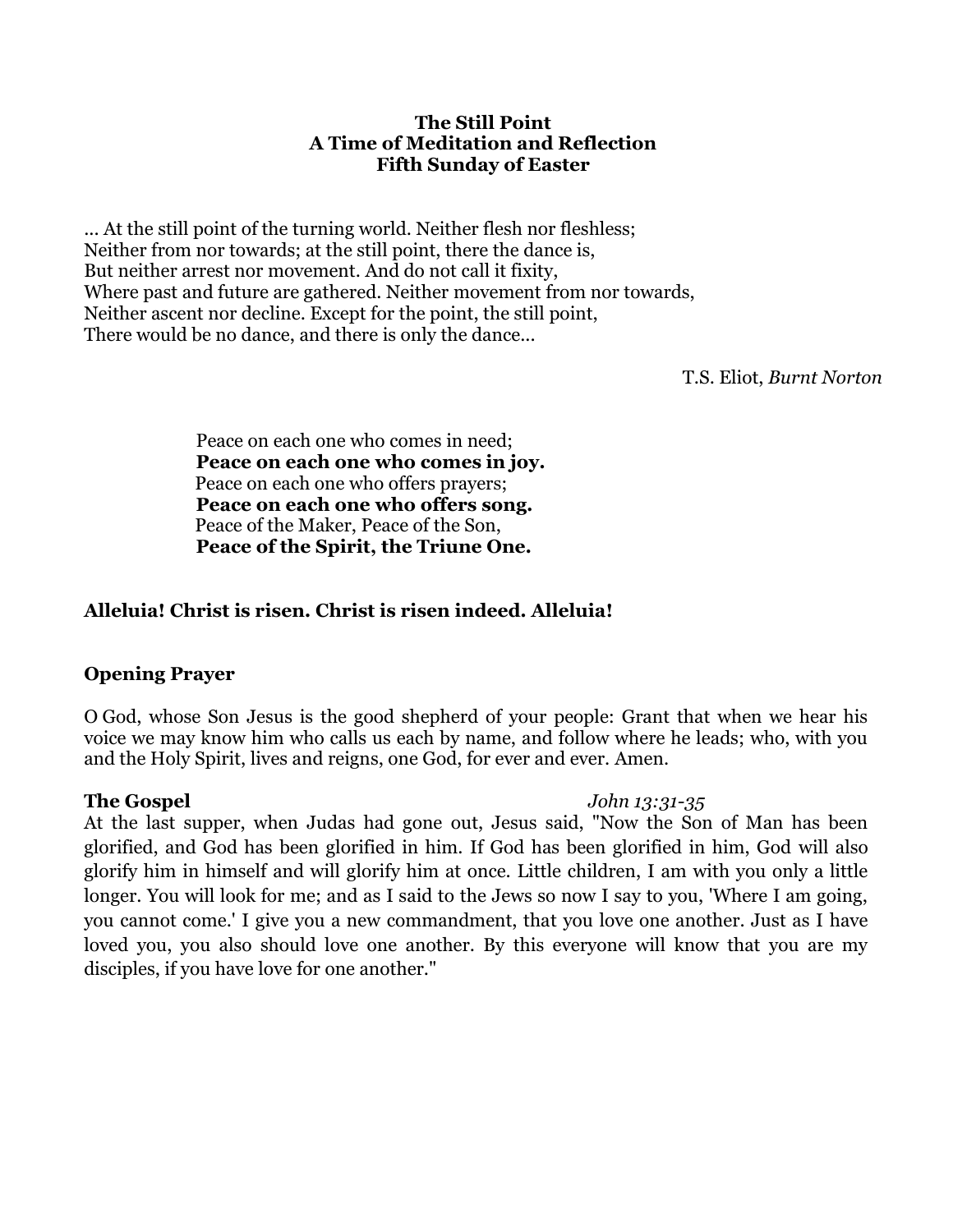**The Still Point**
**A Time of Meditation and Reflection**
**Fifth Sunday of Easter**

... At the still point of the turning world. Neither flesh nor fleshless;
Neither from nor towards; at the still point, there the dance is,
But neither arrest nor movement. And do not call it fixity,
Where past and future are gathered. Neither movement from nor towards,
Neither ascent nor decline. Except for the point, the still point,
There would be no dance, and there is only the dance...

T.S. Eliot, *Burnt Norton*

Peace on each one who comes in need;
**Peace on each one who comes in joy.**
Peace on each one who offers prayers;
**Peace on each one who offers song.**
Peace of the Maker, Peace of the Son,
**Peace of the Spirit, the Triune One.**

**Alleluia! Christ is risen. Christ is risen indeed. Alleluia!**

## Opening Prayer

O God, whose Son Jesus is the good shepherd of your people: Grant that when we hear his voice we may know him who calls us each by name, and follow where he leads; who, with you and the Holy Spirit, lives and reigns, one God, for ever and ever. Amen.

## The Gospel *John 13:31-35*

At the last supper, when Judas had gone out, Jesus said, "Now the Son of Man has been glorified, and God has been glorified in him. If God has been glorified in him, God will also glorify him in himself and will glorify him at once. Little children, I am with you only a little longer. You will look for me; and as I said to the Jews so now I say to you, 'Where I am going, you cannot come.' I give you a new commandment, that you love one another. Just as I have loved you, you also should love one another. By this everyone will know that you are my disciples, if you have love for one another."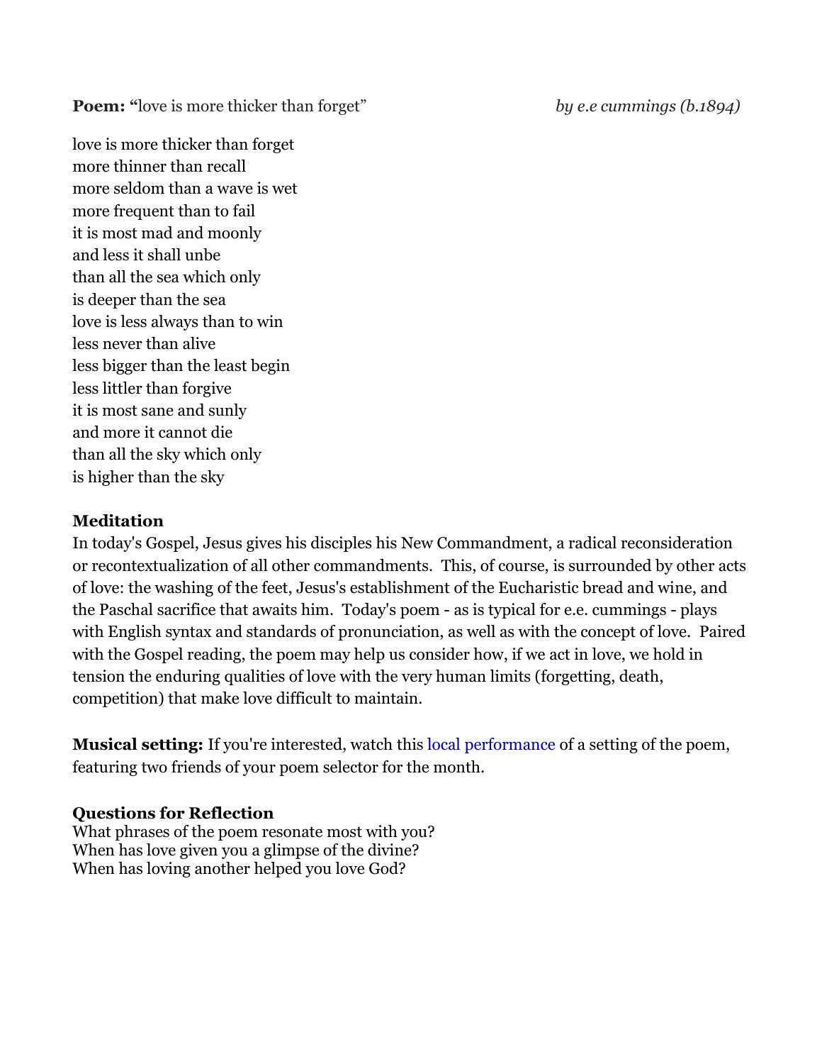**Poem:** "love is more thicker than forget" *by e.e cummings (b.1894)*

love is more thicker than forget  
more thinner than recall  
more seldom than a wave is wet  
more frequent than to fail  
it is most mad and moonly  
and less it shall unbe  
than all the sea which only  
is deeper than the sea  
love is less always than to win  
less never than alive  
less bigger than the least begin  
less littler than forgive  
it is most sane and sunly  
and more it cannot die  
than all the sky which only  
is higher than the sky

**Meditation**  
In today's Gospel, Jesus gives his disciples his New Commandment, a radical reconsideration or recontextualization of all other commandments. This, of course, is surrounded by other acts of love: the washing of the feet, Jesus's establishment of the Eucharistic bread and wine, and the Paschal sacrifice that awaits him. Today's poem - as is typical for e.e. cummings - plays with English syntax and standards of pronunciation, as well as with the concept of love. Paired with the Gospel reading, the poem may help us consider how, if we act in love, we hold in tension the enduring qualities of love with the very human limits (forgetting, death, competition) that make love difficult to maintain.

**Musical setting:** If you're interested, watch this local performance of a setting of the poem, featuring two friends of your poem selector for the month.

**Questions for Reflection**  
What phrases of the poem resonate most with you?  
When has love given you a glimpse of the divine?  
When has loving another helped you love God?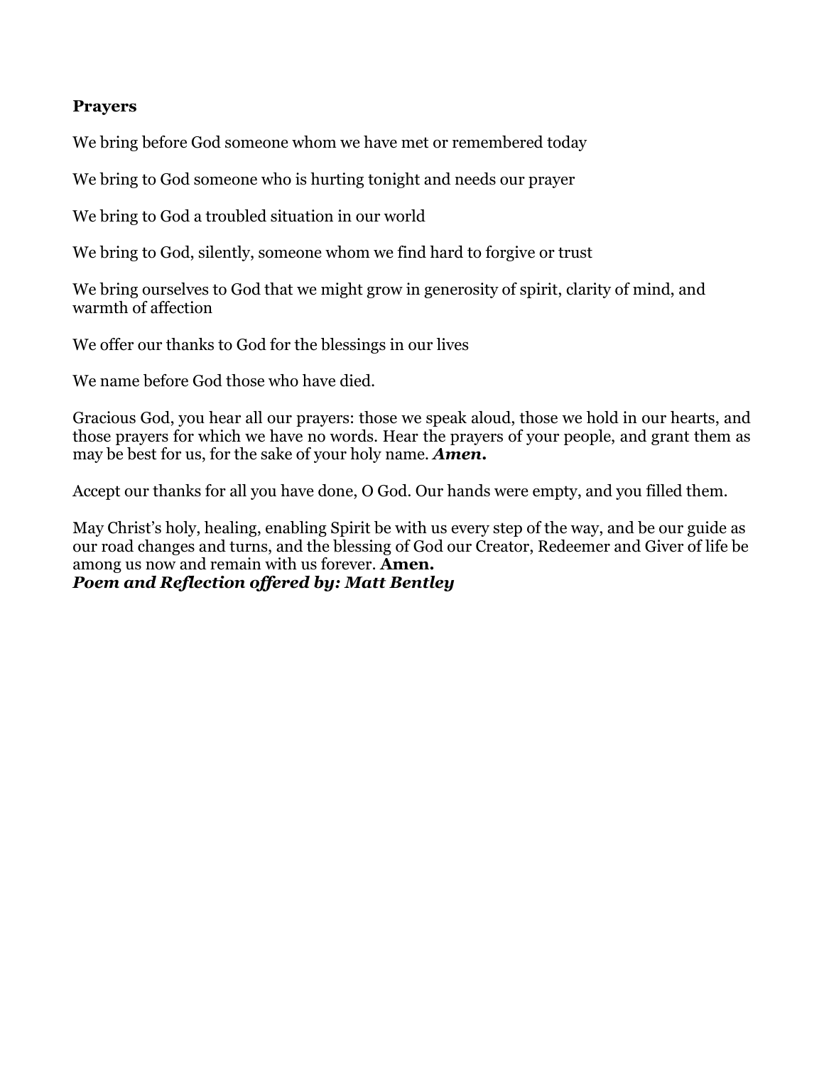**Prayers**

We bring before God someone whom we have met or remembered today

We bring to God someone who is hurting tonight and needs our prayer

We bring to God a troubled situation in our world

We bring to God, silently, someone whom we find hard to forgive or trust

We bring ourselves to God that we might grow in generosity of spirit, clarity of mind, and warmth of affection

We offer our thanks to God for the blessings in our lives

We name before God those who have died.

Gracious God, you hear all our prayers: those we speak aloud, those we hold in our hearts, and those prayers for which we have no words. Hear the prayers of your people, and grant them as may be best for us, for the sake of your holy name. ***Amen.***

Accept our thanks for all you have done, O God. Our hands were empty, and you filled them.

May Christ's holy, healing, enabling Spirit be with us every step of the way, and be our guide as our road changes and turns, and the blessing of God our Creator, Redeemer and Giver of life be among us now and remain with us forever. **Amen.**

***Poem and Reflection offered by: Matt Bentley***